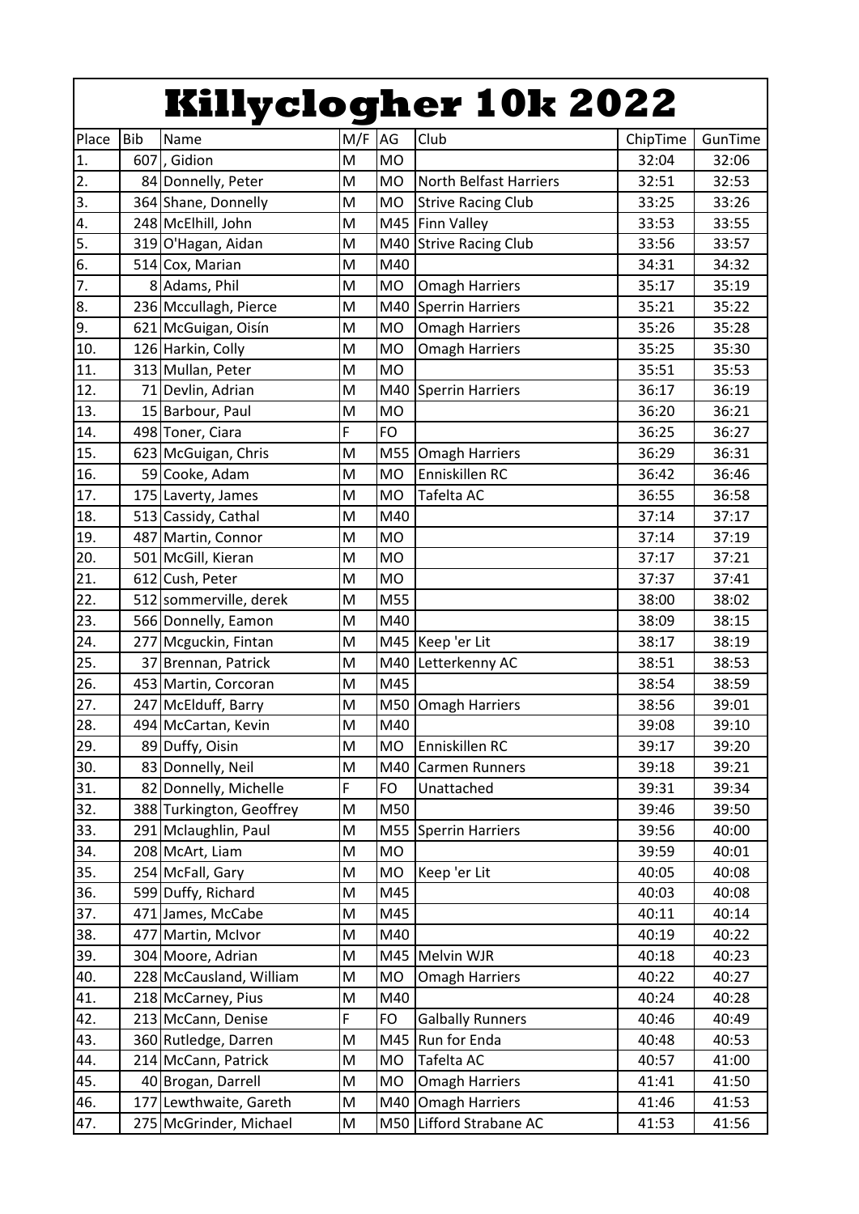# Killyclogher 10k 2022

| Place | Bib | Name | M/F | AG | Club | ChipTime | GunTime |
|---|---|---|---|---|---|---|---|
| 1. | 607 | , Gidion | M | MO | | 32:04 | 32:06 |
| 2. | 84 | Donnelly, Peter | M | MO | North Belfast Harriers | 32:51 | 32:53 |
| 3. | 364 | Shane, Donnelly | M | MO | Strive Racing Club | 33:25 | 33:26 |
| 4. | 248 | McElhill, John | M | M45 | Finn Valley | 33:53 | 33:55 |
| 5. | 319 | O'Hagan, Aidan | M | M40 | Strive Racing Club | 33:56 | 33:57 |
| 6. | 514 | Cox, Marian | M | M40 | | 34:31 | 34:32 |
| 7. | 8 | Adams, Phil | M | MO | Omagh Harriers | 35:17 | 35:19 |
| 8. | 236 | Mccullagh, Pierce | M | M40 | Sperrin Harriers | 35:21 | 35:22 |
| 9. | 621 | McGuigan, Oisín | M | MO | Omagh Harriers | 35:26 | 35:28 |
| 10. | 126 | Harkin, Colly | M | MO | Omagh Harriers | 35:25 | 35:30 |
| 11. | 313 | Mullan, Peter | M | MO | | 35:51 | 35:53 |
| 12. | 71 | Devlin, Adrian | M | M40 | Sperrin Harriers | 36:17 | 36:19 |
| 13. | 15 | Barbour, Paul | M | MO | | 36:20 | 36:21 |
| 14. | 498 | Toner, Ciara | F | FO | | 36:25 | 36:27 |
| 15. | 623 | McGuigan, Chris | M | M55 | Omagh Harriers | 36:29 | 36:31 |
| 16. | 59 | Cooke, Adam | M | MO | Enniskillen RC | 36:42 | 36:46 |
| 17. | 175 | Laverty, James | M | MO | Tafelta AC | 36:55 | 36:58 |
| 18. | 513 | Cassidy, Cathal | M | M40 | | 37:14 | 37:17 |
| 19. | 487 | Martin, Connor | M | MO | | 37:14 | 37:19 |
| 20. | 501 | McGill, Kieran | M | MO | | 37:17 | 37:21 |
| 21. | 612 | Cush, Peter | M | MO | | 37:37 | 37:41 |
| 22. | 512 | sommerville, derek | M | M55 | | 38:00 | 38:02 |
| 23. | 566 | Donnelly, Eamon | M | M40 | | 38:09 | 38:15 |
| 24. | 277 | Mcguckin, Fintan | M | M45 | Keep 'er Lit | 38:17 | 38:19 |
| 25. | 37 | Brennan, Patrick | M | M40 | Letterkenny AC | 38:51 | 38:53 |
| 26. | 453 | Martin, Corcoran | M | M45 | | 38:54 | 38:59 |
| 27. | 247 | McElduff, Barry | M | M50 | Omagh Harriers | 38:56 | 39:01 |
| 28. | 494 | McCartan, Kevin | M | M40 | | 39:08 | 39:10 |
| 29. | 89 | Duffy, Oisin | M | MO | Enniskillen RC | 39:17 | 39:20 |
| 30. | 83 | Donnelly, Neil | M | M40 | Carmen Runners | 39:18 | 39:21 |
| 31. | 82 | Donnelly, Michelle | F | FO | Unattached | 39:31 | 39:34 |
| 32. | 388 | Turkington, Geoffrey | M | M50 | | 39:46 | 39:50 |
| 33. | 291 | Mclaughlin, Paul | M | M55 | Sperrin Harriers | 39:56 | 40:00 |
| 34. | 208 | McArt, Liam | M | MO | | 39:59 | 40:01 |
| 35. | 254 | McFall, Gary | M | MO | Keep 'er Lit | 40:05 | 40:08 |
| 36. | 599 | Duffy, Richard | M | M45 | | 40:03 | 40:08 |
| 37. | 471 | James, McCabe | M | M45 | | 40:11 | 40:14 |
| 38. | 477 | Martin, McIvor | M | M40 | | 40:19 | 40:22 |
| 39. | 304 | Moore, Adrian | M | M45 | Melvin WJR | 40:18 | 40:23 |
| 40. | 228 | McCausland, William | M | MO | Omagh Harriers | 40:22 | 40:27 |
| 41. | 218 | McCarney, Pius | M | M40 | | 40:24 | 40:28 |
| 42. | 213 | McCann, Denise | F | FO | Galbally Runners | 40:46 | 40:49 |
| 43. | 360 | Rutledge, Darren | M | M45 | Run for Enda | 40:48 | 40:53 |
| 44. | 214 | McCann, Patrick | M | MO | Tafelta AC | 40:57 | 41:00 |
| 45. | 40 | Brogan, Darrell | M | MO | Omagh Harriers | 41:41 | 41:50 |
| 46. | 177 | Lewthwaite, Gareth | M | M40 | Omagh Harriers | 41:46 | 41:53 |
| 47. | 275 | McGrinder, Michael | M | M50 | Lifford Strabane AC | 41:53 | 41:56 |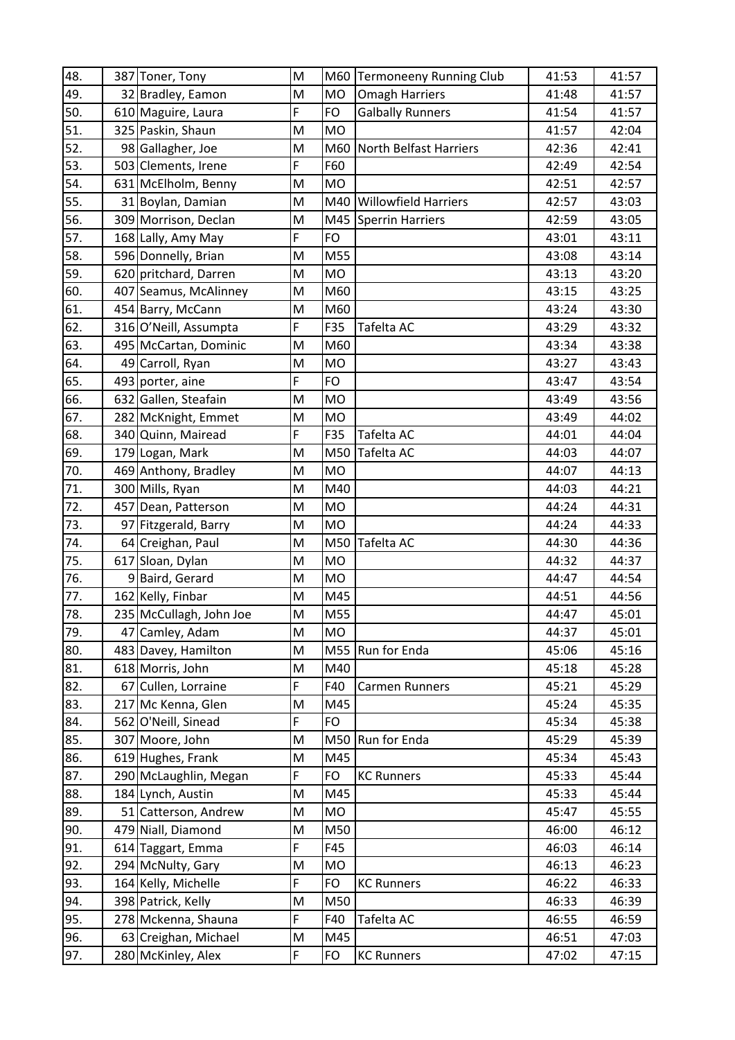| 48. | 387 | Toner, Tony | M | M60 | Termoneeny Running Club | 41:53 | 41:57 |
|---|---|---|---|---|---|---|---|
| 49. | 32 | Bradley, Eamon | M | MO | Omagh Harriers | 41:48 | 41:57 |
| 50. | 610 | Maguire, Laura | F | FO | Galbally Runners | 41:54 | 41:57 |
| 51. | 325 | Paskin, Shaun | M | MO | | 41:57 | 42:04 |
| 52. | 98 | Gallagher, Joe | M | M60 | North Belfast Harriers | 42:36 | 42:41 |
| 53. | 503 | Clements, Irene | F | F60 | | 42:49 | 42:54 |
| 54. | 631 | McElholm, Benny | M | MO | | 42:51 | 42:57 |
| 55. | 31 | Boylan, Damian | M | M40 | Willowfield Harriers | 42:57 | 43:03 |
| 56. | 309 | Morrison, Declan | M | M45 | Sperrin Harriers | 42:59 | 43:05 |
| 57. | 168 | Lally, Amy May | F | FO | | 43:01 | 43:11 |
| 58. | 596 | Donnelly, Brian | M | M55 | | 43:08 | 43:14 |
| 59. | 620 | pritchard, Darren | M | MO | | 43:13 | 43:20 |
| 60. | 407 | Seamus, McAlinney | M | M60 | | 43:15 | 43:25 |
| 61. | 454 | Barry, McCann | M | M60 | | 43:24 | 43:30 |
| 62. | 316 | O'Neill, Assumpta | F | F35 | Tafelta AC | 43:29 | 43:32 |
| 63. | 495 | McCartan, Dominic | M | M60 | | 43:34 | 43:38 |
| 64. | 49 | Carroll, Ryan | M | MO | | 43:27 | 43:43 |
| 65. | 493 | porter, aine | F | FO | | 43:47 | 43:54 |
| 66. | 632 | Gallen, Steafain | M | MO | | 43:49 | 43:56 |
| 67. | 282 | McKnight, Emmet | M | MO | | 43:49 | 44:02 |
| 68. | 340 | Quinn, Mairead | F | F35 | Tafelta AC | 44:01 | 44:04 |
| 69. | 179 | Logan, Mark | M | M50 | Tafelta AC | 44:03 | 44:07 |
| 70. | 469 | Anthony, Bradley | M | MO | | 44:07 | 44:13 |
| 71. | 300 | Mills, Ryan | M | M40 | | 44:03 | 44:21 |
| 72. | 457 | Dean, Patterson | M | MO | | 44:24 | 44:31 |
| 73. | 97 | Fitzgerald, Barry | M | MO | | 44:24 | 44:33 |
| 74. | 64 | Creighan, Paul | M | M50 | Tafelta AC | 44:30 | 44:36 |
| 75. | 617 | Sloan, Dylan | M | MO | | 44:32 | 44:37 |
| 76. | 9 | Baird, Gerard | M | MO | | 44:47 | 44:54 |
| 77. | 162 | Kelly, Finbar | M | M45 | | 44:51 | 44:56 |
| 78. | 235 | McCullagh, John Joe | M | M55 | | 44:47 | 45:01 |
| 79. | 47 | Camley, Adam | M | MO | | 44:37 | 45:01 |
| 80. | 483 | Davey, Hamilton | M | M55 | Run for Enda | 45:06 | 45:16 |
| 81. | 618 | Morris, John | M | M40 | | 45:18 | 45:28 |
| 82. | 67 | Cullen, Lorraine | F | F40 | Carmen Runners | 45:21 | 45:29 |
| 83. | 217 | Mc Kenna, Glen | M | M45 | | 45:24 | 45:35 |
| 84. | 562 | O'Neill, Sinead | F | FO | | 45:34 | 45:38 |
| 85. | 307 | Moore, John | M | M50 | Run for Enda | 45:29 | 45:39 |
| 86. | 619 | Hughes, Frank | M | M45 | | 45:34 | 45:43 |
| 87. | 290 | McLaughlin, Megan | F | FO | KC Runners | 45:33 | 45:44 |
| 88. | 184 | Lynch, Austin | M | M45 | | 45:33 | 45:44 |
| 89. | 51 | Catterson, Andrew | M | MO | | 45:47 | 45:55 |
| 90. | 479 | Niall, Diamond | M | M50 | | 46:00 | 46:12 |
| 91. | 614 | Taggart, Emma | F | F45 | | 46:03 | 46:14 |
| 92. | 294 | McNulty, Gary | M | MO | | 46:13 | 46:23 |
| 93. | 164 | Kelly, Michelle | F | FO | KC Runners | 46:22 | 46:33 |
| 94. | 398 | Patrick, Kelly | M | M50 | | 46:33 | 46:39 |
| 95. | 278 | Mckenna, Shauna | F | F40 | Tafelta AC | 46:55 | 46:59 |
| 96. | 63 | Creighan, Michael | M | M45 | | 46:51 | 47:03 |
| 97. | 280 | McKinley, Alex | F | FO | KC Runners | 47:02 | 47:15 |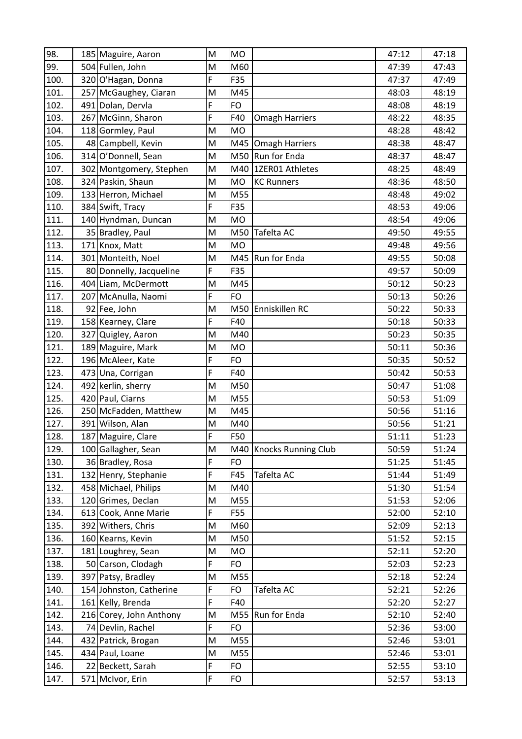| 98. | 185 | Maguire, Aaron | M | MO | | 47:12 | 47:18 |
|---|---|---|---|---|---|---|---|
| 99. | 504 | Fullen, John | M | M60 | | 47:39 | 47:43 |
| 100. | 320 | O'Hagan, Donna | F | F35 | | 47:37 | 47:49 |
| 101. | 257 | McGaughey, Ciaran | M | M45 | | 48:03 | 48:19 |
| 102. | 491 | Dolan, Dervla | F | FO | | 48:08 | 48:19 |
| 103. | 267 | McGinn, Sharon | F | F40 | Omagh Harriers | 48:22 | 48:35 |
| 104. | 118 | Gormley, Paul | M | MO | | 48:28 | 48:42 |
| 105. | 48 | Campbell, Kevin | M | M45 | Omagh Harriers | 48:38 | 48:47 |
| 106. | 314 | O'Donnell, Sean | M | M50 | Run for Enda | 48:37 | 48:47 |
| 107. | 302 | Montgomery, Stephen | M | M40 | 1ZER01 Athletes | 48:25 | 48:49 |
| 108. | 324 | Paskin, Shaun | M | MO | KC Runners | 48:36 | 48:50 |
| 109. | 133 | Herron, Michael | M | M55 | | 48:48 | 49:02 |
| 110. | 384 | Swift, Tracy | F | F35 | | 48:53 | 49:06 |
| 111. | 140 | Hyndman, Duncan | M | MO | | 48:54 | 49:06 |
| 112. | 35 | Bradley, Paul | M | M50 | Tafelta AC | 49:50 | 49:55 |
| 113. | 171 | Knox, Matt | M | MO | | 49:48 | 49:56 |
| 114. | 301 | Monteith, Noel | M | M45 | Run for Enda | 49:55 | 50:08 |
| 115. | 80 | Donnelly, Jacqueline | F | F35 | | 49:57 | 50:09 |
| 116. | 404 | Liam, McDermott | M | M45 | | 50:12 | 50:23 |
| 117. | 207 | McAnulla, Naomi | F | FO | | 50:13 | 50:26 |
| 118. | 92 | Fee, John | M | M50 | Enniskillen RC | 50:22 | 50:33 |
| 119. | 158 | Kearney, Clare | F | F40 | | 50:18 | 50:33 |
| 120. | 327 | Quigley, Aaron | M | M40 | | 50:23 | 50:35 |
| 121. | 189 | Maguire, Mark | M | MO | | 50:11 | 50:36 |
| 122. | 196 | McAleer, Kate | F | FO | | 50:35 | 50:52 |
| 123. | 473 | Una, Corrigan | F | F40 | | 50:42 | 50:53 |
| 124. | 492 | kerlin, sherry | M | M50 | | 50:47 | 51:08 |
| 125. | 420 | Paul, Ciarns | M | M55 | | 50:53 | 51:09 |
| 126. | 250 | McFadden, Matthew | M | M45 | | 50:56 | 51:16 |
| 127. | 391 | Wilson, Alan | M | M40 | | 50:56 | 51:21 |
| 128. | 187 | Maguire, Clare | F | F50 | | 51:11 | 51:23 |
| 129. | 100 | Gallagher, Sean | M | M40 | Knocks Running Club | 50:59 | 51:24 |
| 130. | 36 | Bradley, Rosa | F | FO | | 51:25 | 51:45 |
| 131. | 132 | Henry, Stephanie | F | F45 | Tafelta AC | 51:44 | 51:49 |
| 132. | 458 | Michael, Philips | M | M40 | | 51:30 | 51:54 |
| 133. | 120 | Grimes, Declan | M | M55 | | 51:53 | 52:06 |
| 134. | 613 | Cook, Anne Marie | F | F55 | | 52:00 | 52:10 |
| 135. | 392 | Withers, Chris | M | M60 | | 52:09 | 52:13 |
| 136. | 160 | Kearns, Kevin | M | M50 | | 51:52 | 52:15 |
| 137. | 181 | Loughrey, Sean | M | MO | | 52:11 | 52:20 |
| 138. | 50 | Carson, Clodagh | F | FO | | 52:03 | 52:23 |
| 139. | 397 | Patsy, Bradley | M | M55 | | 52:18 | 52:24 |
| 140. | 154 | Johnston, Catherine | F | FO | Tafelta AC | 52:21 | 52:26 |
| 141. | 161 | Kelly, Brenda | F | F40 | | 52:20 | 52:27 |
| 142. | 216 | Corey, John Anthony | M | M55 | Run for Enda | 52:10 | 52:40 |
| 143. | 74 | Devlin, Rachel | F | FO | | 52:36 | 53:00 |
| 144. | 432 | Patrick, Brogan | M | M55 | | 52:46 | 53:01 |
| 145. | 434 | Paul, Loane | M | M55 | | 52:46 | 53:01 |
| 146. | 22 | Beckett, Sarah | F | FO | | 52:55 | 53:10 |
| 147. | 571 | McIvor, Erin | F | FO | | 52:57 | 53:13 |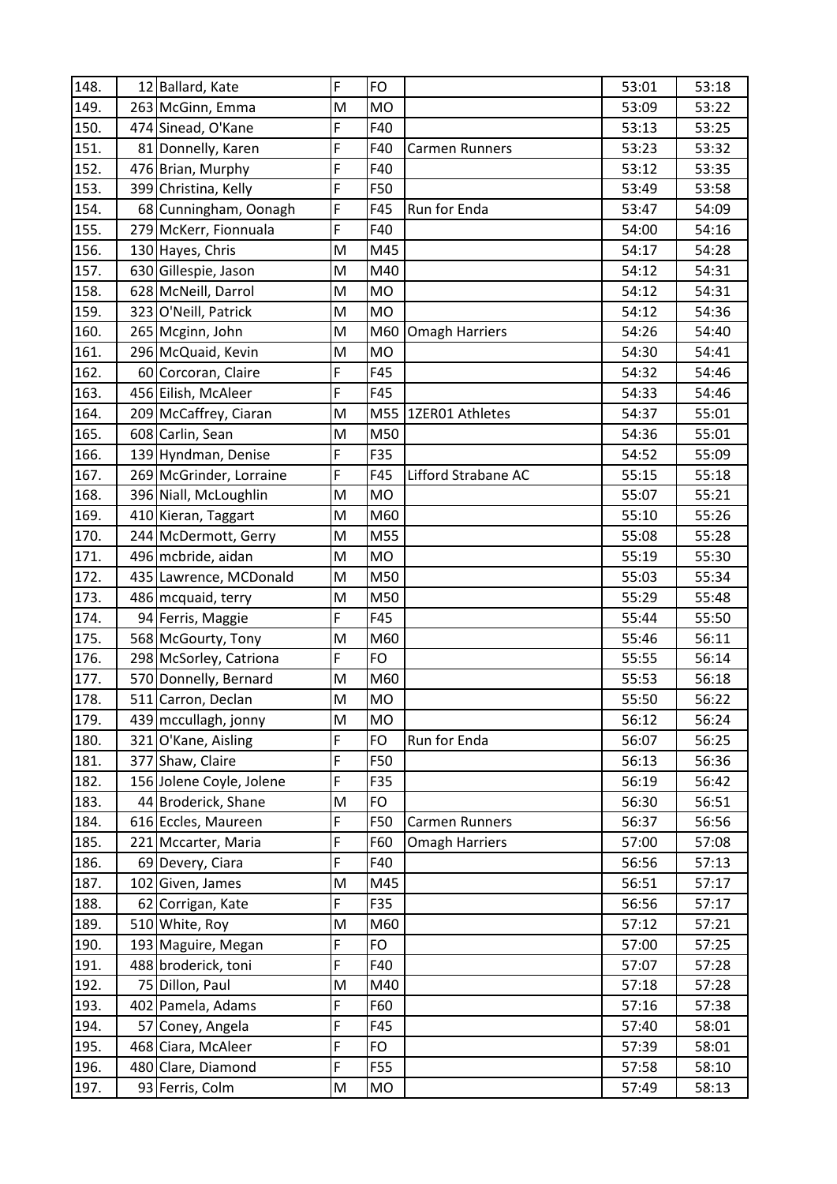| 148. | 12 | Ballard, Kate | F | FO | | 53:01 | 53:18 |
|---|---|---|---|---|---|---|---|
| 149. | 263 | McGinn, Emma | M | MO | | 53:09 | 53:22 |
| 150. | 474 | Sinead, O'Kane | F | F40 | | 53:13 | 53:25 |
| 151. | 81 | Donnelly, Karen | F | F40 | Carmen Runners | 53:23 | 53:32 |
| 152. | 476 | Brian, Murphy | F | F40 | | 53:12 | 53:35 |
| 153. | 399 | Christina, Kelly | F | F50 | | 53:49 | 53:58 |
| 154. | 68 | Cunningham, Oonagh | F | F45 | Run for Enda | 53:47 | 54:09 |
| 155. | 279 | McKerr, Fionnuala | F | F40 | | 54:00 | 54:16 |
| 156. | 130 | Hayes, Chris | M | M45 | | 54:17 | 54:28 |
| 157. | 630 | Gillespie, Jason | M | M40 | | 54:12 | 54:31 |
| 158. | 628 | McNeill, Darrol | M | MO | | 54:12 | 54:31 |
| 159. | 323 | O'Neill, Patrick | M | MO | | 54:12 | 54:36 |
| 160. | 265 | Mcginn, John | M | M60 | Omagh Harriers | 54:26 | 54:40 |
| 161. | 296 | McQuaid, Kevin | M | MO | | 54:30 | 54:41 |
| 162. | 60 | Corcoran, Claire | F | F45 | | 54:32 | 54:46 |
| 163. | 456 | Eilish, McAleer | F | F45 | | 54:33 | 54:46 |
| 164. | 209 | McCaffrey, Ciaran | M | M55 | 1ZER01 Athletes | 54:37 | 55:01 |
| 165. | 608 | Carlin, Sean | M | M50 | | 54:36 | 55:01 |
| 166. | 139 | Hyndman, Denise | F | F35 | | 54:52 | 55:09 |
| 167. | 269 | McGrinder, Lorraine | F | F45 | Lifford Strabane AC | 55:15 | 55:18 |
| 168. | 396 | Niall, McLoughlin | M | MO | | 55:07 | 55:21 |
| 169. | 410 | Kieran, Taggart | M | M60 | | 55:10 | 55:26 |
| 170. | 244 | McDermott, Gerry | M | M55 | | 55:08 | 55:28 |
| 171. | 496 | mcbride, aidan | M | MO | | 55:19 | 55:30 |
| 172. | 435 | Lawrence, MCDonald | M | M50 | | 55:03 | 55:34 |
| 173. | 486 | mcquaid, terry | M | M50 | | 55:29 | 55:48 |
| 174. | 94 | Ferris, Maggie | F | F45 | | 55:44 | 55:50 |
| 175. | 568 | McGourty, Tony | M | M60 | | 55:46 | 56:11 |
| 176. | 298 | McSorley, Catriona | F | FO | | 55:55 | 56:14 |
| 177. | 570 | Donnelly, Bernard | M | M60 | | 55:53 | 56:18 |
| 178. | 511 | Carron, Declan | M | MO | | 55:50 | 56:22 |
| 179. | 439 | mccullagh, jonny | M | MO | | 56:12 | 56:24 |
| 180. | 321 | O'Kane, Aisling | F | FO | Run for Enda | 56:07 | 56:25 |
| 181. | 377 | Shaw, Claire | F | F50 | | 56:13 | 56:36 |
| 182. | 156 | Jolene Coyle, Jolene | F | F35 | | 56:19 | 56:42 |
| 183. | 44 | Broderick, Shane | M | FO | | 56:30 | 56:51 |
| 184. | 616 | Eccles, Maureen | F | F50 | Carmen Runners | 56:37 | 56:56 |
| 185. | 221 | Mccarter, Maria | F | F60 | Omagh Harriers | 57:00 | 57:08 |
| 186. | 69 | Devery, Ciara | F | F40 | | 56:56 | 57:13 |
| 187. | 102 | Given, James | M | M45 | | 56:51 | 57:17 |
| 188. | 62 | Corrigan, Kate | F | F35 | | 56:56 | 57:17 |
| 189. | 510 | White, Roy | M | M60 | | 57:12 | 57:21 |
| 190. | 193 | Maguire, Megan | F | FO | | 57:00 | 57:25 |
| 191. | 488 | broderick, toni | F | F40 | | 57:07 | 57:28 |
| 192. | 75 | Dillon, Paul | M | M40 | | 57:18 | 57:28 |
| 193. | 402 | Pamela, Adams | F | F60 | | 57:16 | 57:38 |
| 194. | 57 | Coney, Angela | F | F45 | | 57:40 | 58:01 |
| 195. | 468 | Ciara, McAleer | F | FO | | 57:39 | 58:01 |
| 196. | 480 | Clare, Diamond | F | F55 | | 57:58 | 58:10 |
| 197. | 93 | Ferris, Colm | M | MO | | 57:49 | 58:13 |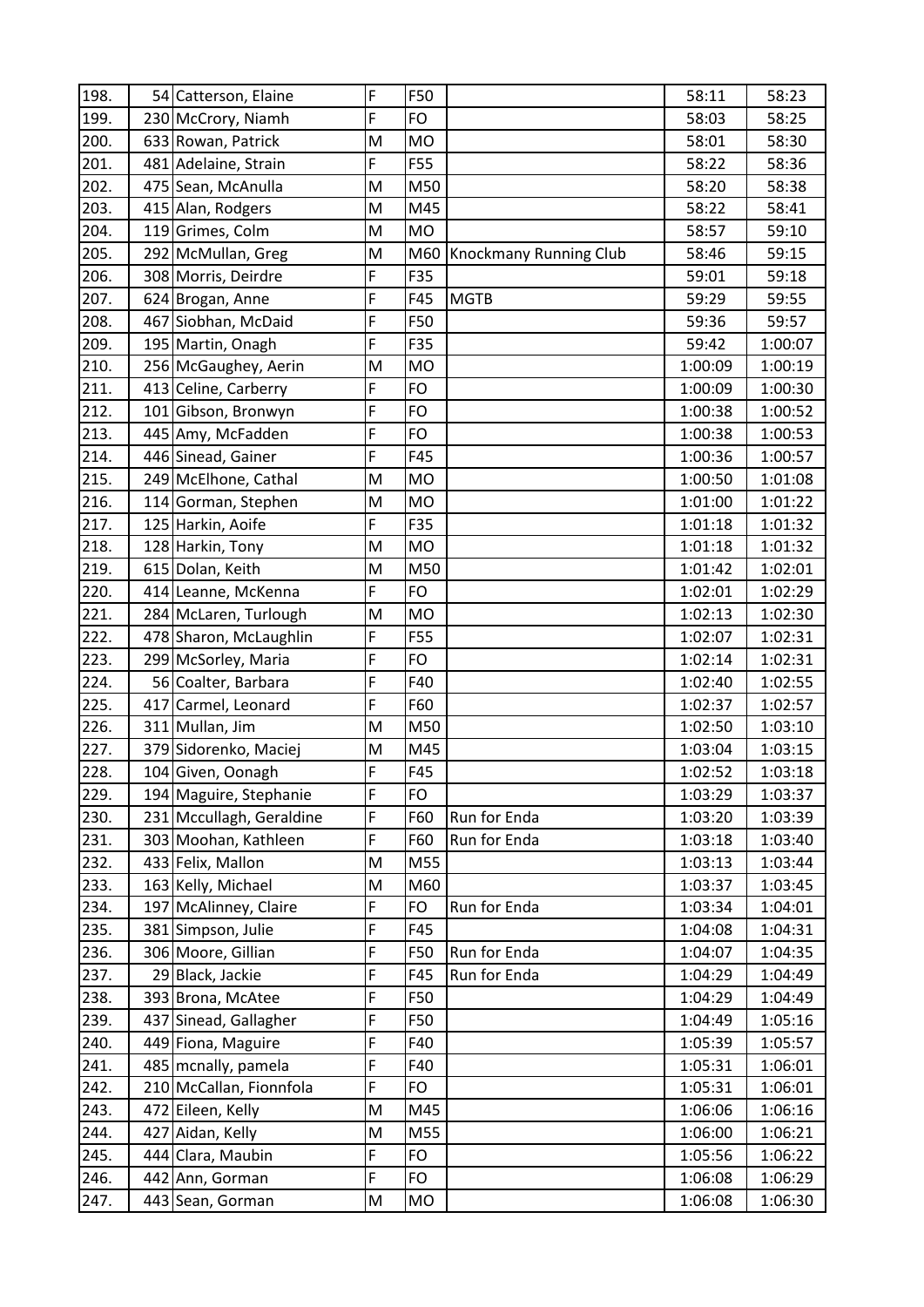| | | | | | | | |
|---|---|---|---|---|---|---|---|
| 198. | 54 | Catterson, Elaine | F | F50 | | 58:11 | 58:23 |
| 199. | 230 | McCrory, Niamh | F | FO | | 58:03 | 58:25 |
| 200. | 633 | Rowan, Patrick | M | MO | | 58:01 | 58:30 |
| 201. | 481 | Adelaine, Strain | F | F55 | | 58:22 | 58:36 |
| 202. | 475 | Sean, McAnulla | M | M50 | | 58:20 | 58:38 |
| 203. | 415 | Alan, Rodgers | M | M45 | | 58:22 | 58:41 |
| 204. | 119 | Grimes, Colm | M | MO | | 58:57 | 59:10 |
| 205. | 292 | McMullan, Greg | M | M60 | Knockmany Running Club | 58:46 | 59:15 |
| 206. | 308 | Morris, Deirdre | F | F35 | | 59:01 | 59:18 |
| 207. | 624 | Brogan, Anne | F | F45 | MGTB | 59:29 | 59:55 |
| 208. | 467 | Siobhan, McDaid | F | F50 | | 59:36 | 59:57 |
| 209. | 195 | Martin, Onagh | F | F35 | | 59:42 | 1:00:07 |
| 210. | 256 | McGaughey, Aerin | M | MO | | 1:00:09 | 1:00:19 |
| 211. | 413 | Celine, Carberry | F | FO | | 1:00:09 | 1:00:30 |
| 212. | 101 | Gibson, Bronwyn | F | FO | | 1:00:38 | 1:00:52 |
| 213. | 445 | Amy, McFadden | F | FO | | 1:00:38 | 1:00:53 |
| 214. | 446 | Sinead, Gainer | F | F45 | | 1:00:36 | 1:00:57 |
| 215. | 249 | McElhone, Cathal | M | MO | | 1:00:50 | 1:01:08 |
| 216. | 114 | Gorman, Stephen | M | MO | | 1:01:00 | 1:01:22 |
| 217. | 125 | Harkin, Aoife | F | F35 | | 1:01:18 | 1:01:32 |
| 218. | 128 | Harkin, Tony | M | MO | | 1:01:18 | 1:01:32 |
| 219. | 615 | Dolan, Keith | M | M50 | | 1:01:42 | 1:02:01 |
| 220. | 414 | Leanne, McKenna | F | FO | | 1:02:01 | 1:02:29 |
| 221. | 284 | McLaren, Turlough | M | MO | | 1:02:13 | 1:02:30 |
| 222. | 478 | Sharon, McLaughlin | F | F55 | | 1:02:07 | 1:02:31 |
| 223. | 299 | McSorley, Maria | F | FO | | 1:02:14 | 1:02:31 |
| 224. | 56 | Coalter, Barbara | F | F40 | | 1:02:40 | 1:02:55 |
| 225. | 417 | Carmel, Leonard | F | F60 | | 1:02:37 | 1:02:57 |
| 226. | 311 | Mullan, Jim | M | M50 | | 1:02:50 | 1:03:10 |
| 227. | 379 | Sidorenko, Maciej | M | M45 | | 1:03:04 | 1:03:15 |
| 228. | 104 | Given, Oonagh | F | F45 | | 1:02:52 | 1:03:18 |
| 229. | 194 | Maguire, Stephanie | F | FO | | 1:03:29 | 1:03:37 |
| 230. | 231 | Mccullagh, Geraldine | F | F60 | Run for Enda | 1:03:20 | 1:03:39 |
| 231. | 303 | Moohan, Kathleen | F | F60 | Run for Enda | 1:03:18 | 1:03:40 |
| 232. | 433 | Felix, Mallon | M | M55 | | 1:03:13 | 1:03:44 |
| 233. | 163 | Kelly, Michael | M | M60 | | 1:03:37 | 1:03:45 |
| 234. | 197 | McAlinney, Claire | F | FO | Run for Enda | 1:03:34 | 1:04:01 |
| 235. | 381 | Simpson, Julie | F | F45 | | 1:04:08 | 1:04:31 |
| 236. | 306 | Moore, Gillian | F | F50 | Run for Enda | 1:04:07 | 1:04:35 |
| 237. | 29 | Black, Jackie | F | F45 | Run for Enda | 1:04:29 | 1:04:49 |
| 238. | 393 | Brona, McAtee | F | F50 | | 1:04:29 | 1:04:49 |
| 239. | 437 | Sinead, Gallagher | F | F50 | | 1:04:49 | 1:05:16 |
| 240. | 449 | Fiona, Maguire | F | F40 | | 1:05:39 | 1:05:57 |
| 241. | 485 | mcnally, pamela | F | F40 | | 1:05:31 | 1:06:01 |
| 242. | 210 | McCallan, Fionnfola | F | FO | | 1:05:31 | 1:06:01 |
| 243. | 472 | Eileen, Kelly | M | M45 | | 1:06:06 | 1:06:16 |
| 244. | 427 | Aidan, Kelly | M | M55 | | 1:06:00 | 1:06:21 |
| 245. | 444 | Clara, Maubin | F | FO | | 1:05:56 | 1:06:22 |
| 246. | 442 | Ann, Gorman | F | FO | | 1:06:08 | 1:06:29 |
| 247. | 443 | Sean, Gorman | M | MO | | 1:06:08 | 1:06:30 |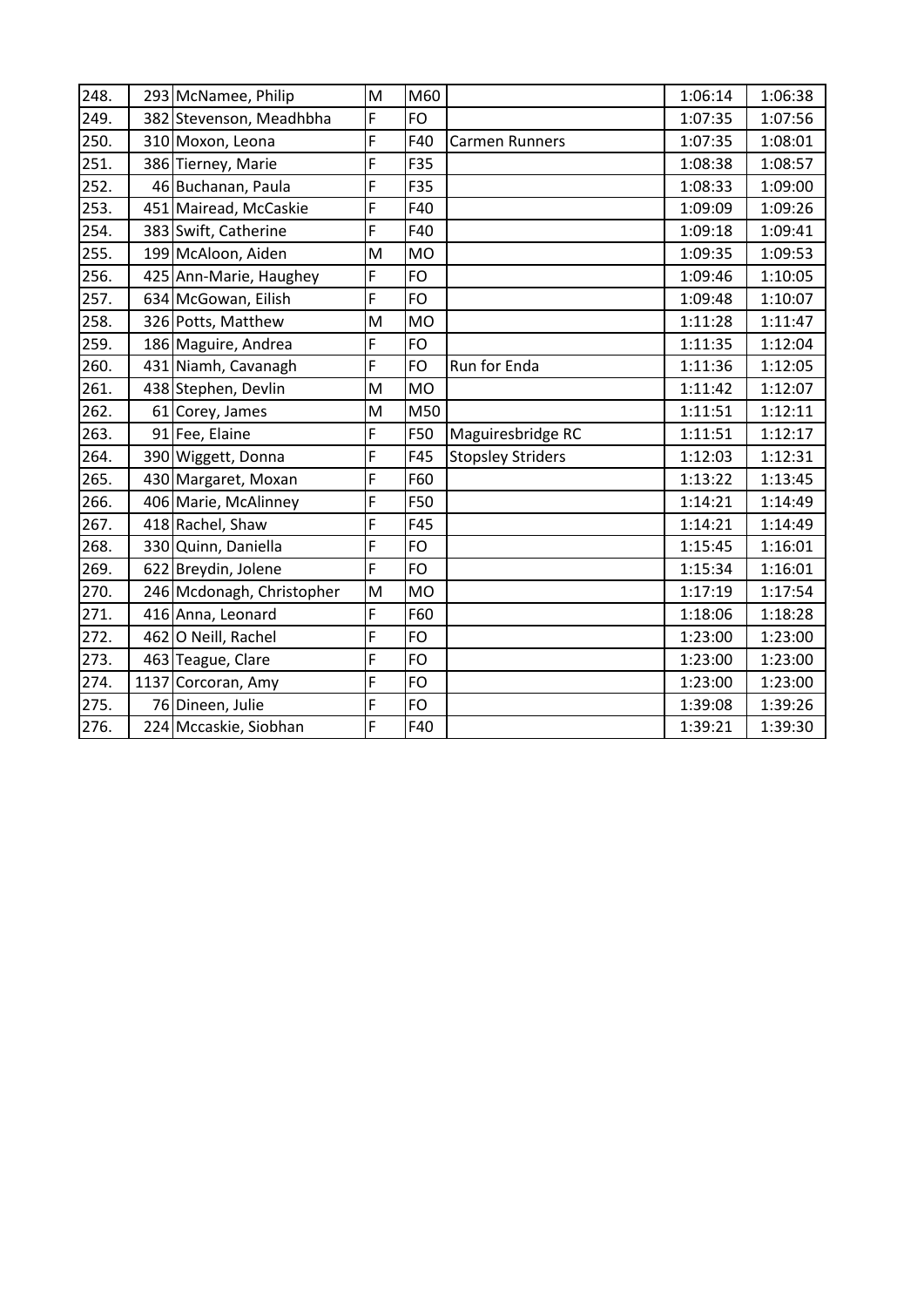| | | | | | | | |
|---|---|---|---|---|---|---|---|
| 248. | 293 | McNamee, Philip | M | M60 | | 1:06:14 | 1:06:38 |
| 249. | 382 | Stevenson, Meadhbha | F | FO | | 1:07:35 | 1:07:56 |
| 250. | 310 | Moxon, Leona | F | F40 | Carmen Runners | 1:07:35 | 1:08:01 |
| 251. | 386 | Tierney, Marie | F | F35 | | 1:08:38 | 1:08:57 |
| 252. | 46 | Buchanan, Paula | F | F35 | | 1:08:33 | 1:09:00 |
| 253. | 451 | Mairead, McCaskie | F | F40 | | 1:09:09 | 1:09:26 |
| 254. | 383 | Swift, Catherine | F | F40 | | 1:09:18 | 1:09:41 |
| 255. | 199 | McAloon, Aiden | M | MO | | 1:09:35 | 1:09:53 |
| 256. | 425 | Ann-Marie, Haughey | F | FO | | 1:09:46 | 1:10:05 |
| 257. | 634 | McGowan, Eilish | F | FO | | 1:09:48 | 1:10:07 |
| 258. | 326 | Potts, Matthew | M | MO | | 1:11:28 | 1:11:47 |
| 259. | 186 | Maguire, Andrea | F | FO | | 1:11:35 | 1:12:04 |
| 260. | 431 | Niamh, Cavanagh | F | FO | Run for Enda | 1:11:36 | 1:12:05 |
| 261. | 438 | Stephen, Devlin | M | MO | | 1:11:42 | 1:12:07 |
| 262. | 61 | Corey, James | M | M50 | | 1:11:51 | 1:12:11 |
| 263. | 91 | Fee, Elaine | F | F50 | Maguiresbridge RC | 1:11:51 | 1:12:17 |
| 264. | 390 | Wiggett, Donna | F | F45 | Stopsley Striders | 1:12:03 | 1:12:31 |
| 265. | 430 | Margaret, Moxan | F | F60 | | 1:13:22 | 1:13:45 |
| 266. | 406 | Marie, McAlinney | F | F50 | | 1:14:21 | 1:14:49 |
| 267. | 418 | Rachel, Shaw | F | F45 | | 1:14:21 | 1:14:49 |
| 268. | 330 | Quinn, Daniella | F | FO | | 1:15:45 | 1:16:01 |
| 269. | 622 | Breydin, Jolene | F | FO | | 1:15:34 | 1:16:01 |
| 270. | 246 | Mcdonagh, Christopher | M | MO | | 1:17:19 | 1:17:54 |
| 271. | 416 | Anna, Leonard | F | F60 | | 1:18:06 | 1:18:28 |
| 272. | 462 | O Neill, Rachel | F | FO | | 1:23:00 | 1:23:00 |
| 273. | 463 | Teague, Clare | F | FO | | 1:23:00 | 1:23:00 |
| 274. | 1137 | Corcoran, Amy | F | FO | | 1:23:00 | 1:23:00 |
| 275. | 76 | Dineen, Julie | F | FO | | 1:39:08 | 1:39:26 |
| 276. | 224 | Mccaskie, Siobhan | F | F40 | | 1:39:21 | 1:39:30 |